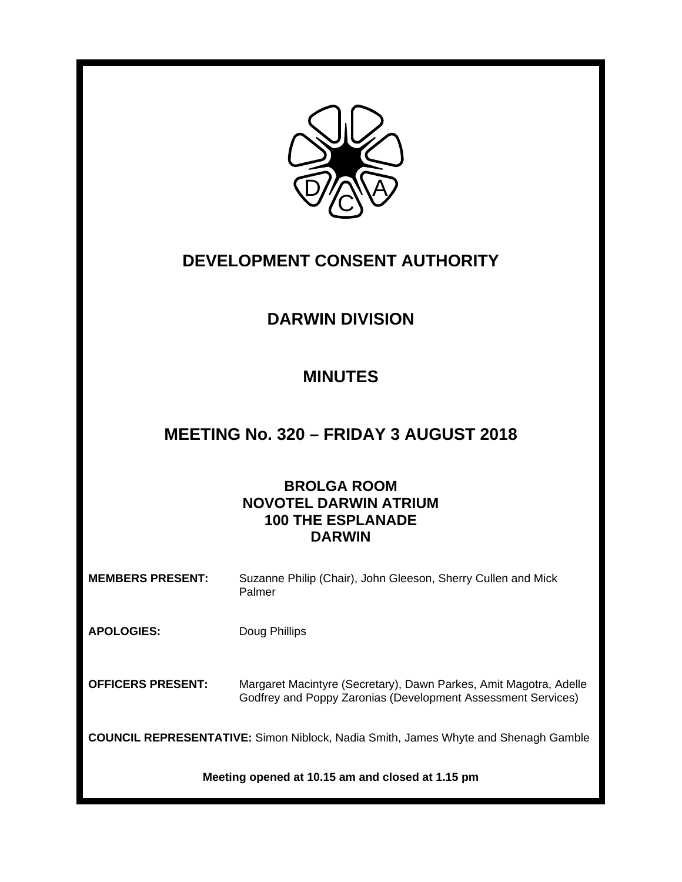# DEVELOPMENT CONSENT AUTHORITY

## DARWIN DIVISION

## MINUTES

## MEETING No. 320 – FRIDAY 3 AUGUST 2018

**BROLGA ROOM**
**NOVOTEL DARWIN ATRIUM**
**100 THE ESPLANADE**
**DARWIN**

**MEMBERS PRESENT:** Suzanne Philip (Chair), John Gleeson, Sherry Cullen and Mick Palmer

**APOLOGIES:** Doug Phillips

**OFFICERS PRESENT:** Margaret Macintyre (Secretary), Dawn Parkes, Amit Magotra, Adelle Godfrey and Poppy Zaronias (Development Assessment Services)

**COUNCIL REPRESENTATIVE:** Simon Niblock, Nadia Smith, James Whyte and Shenagh Gamble

**Meeting opened at 10.15 am and closed at 1.15 pm**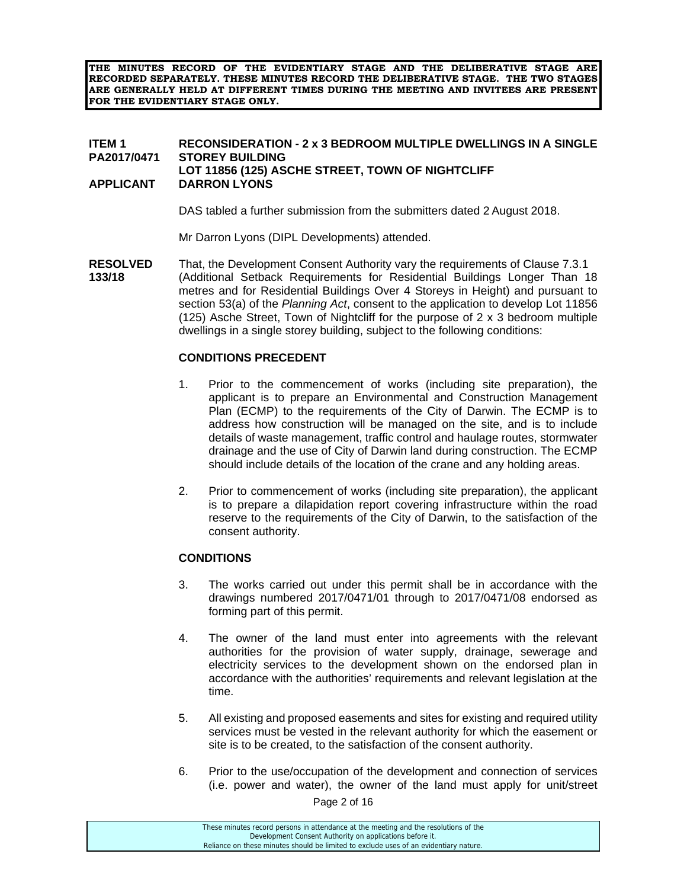**THE MINUTES RECORD OF THE EVIDENTIARY STAGE AND THE DELIBERATIVE STAGE ARE RECORDED SEPARATELY. THESE MINUTES RECORD THE DELIBERATIVE STAGE. THE TWO STAGES ARE GENERALLY HELD AT DIFFERENT TIMES DURING THE MEETING AND INVITEES ARE PRESENT FOR THE EVIDENTIARY STAGE ONLY.**

**ITEM 1** **RECONSIDERATION - 2 x 3 BEDROOM MULTIPLE DWELLINGS IN A SINGLE**
**PA2017/0471** **STOREY BUILDING**
**LOT 11856 (125) ASCHE STREET, TOWN OF NIGHTCLIFF**
**APPLICANT** **DARRON LYONS**

DAS tabled a further submission from the submitters dated 2 August 2018.

Mr Darron Lyons (DIPL Developments) attended.

**RESOLVED 133/18**

That, the Development Consent Authority vary the requirements of Clause 7.3.1 (Additional Setback Requirements for Residential Buildings Longer Than 18 metres and for Residential Buildings Over 4 Storeys in Height) and pursuant to section 53(a) of the *Planning Act*, consent to the application to develop Lot 11856 (125) Asche Street, Town of Nightcliff for the purpose of 2 x 3 bedroom multiple dwellings in a single storey building, subject to the following conditions:

**CONDITIONS PRECEDENT**

1. Prior to the commencement of works (including site preparation), the applicant is to prepare an Environmental and Construction Management Plan (ECMP) to the requirements of the City of Darwin. The ECMP is to address how construction will be managed on the site, and is to include details of waste management, traffic control and haulage routes, stormwater drainage and the use of City of Darwin land during construction. The ECMP should include details of the location of the crane and any holding areas.

2. Prior to commencement of works (including site preparation), the applicant is to prepare a dilapidation report covering infrastructure within the road reserve to the requirements of the City of Darwin, to the satisfaction of the consent authority.

**CONDITIONS**

3. The works carried out under this permit shall be in accordance with the drawings numbered 2017/0471/01 through to 2017/0471/08 endorsed as forming part of this permit.

4. The owner of the land must enter into agreements with the relevant authorities for the provision of water supply, drainage, sewerage and electricity services to the development shown on the endorsed plan in accordance with the authorities' requirements and relevant legislation at the time.

5. All existing and proposed easements and sites for existing and required utility services must be vested in the relevant authority for which the easement or site is to be created, to the satisfaction of the consent authority.

6. Prior to the use/occupation of the development and connection of services (i.e. power and water), the owner of the land must apply for unit/street

These minutes record persons in attendance at the meeting and the resolutions of the Development Consent Authority on applications before it.
Reliance on these minutes should be limited to exclude uses of an evidentiary nature.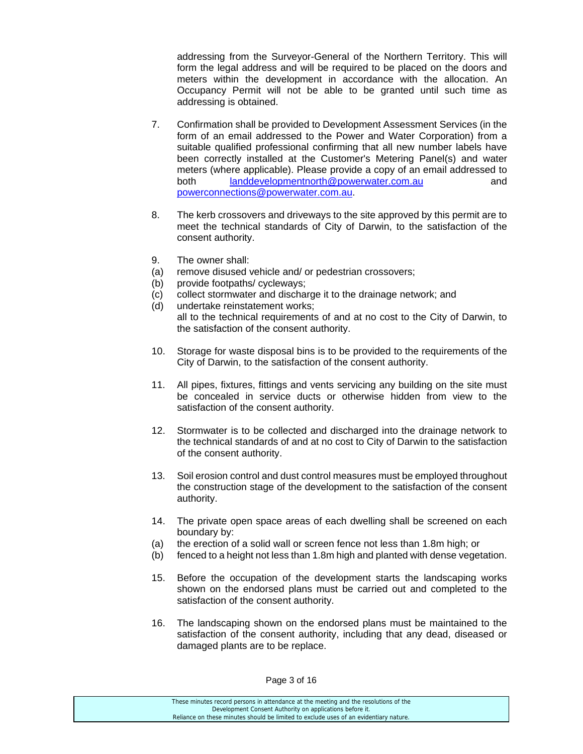addressing from the Surveyor-General of the Northern Territory. This will form the legal address and will be required to be placed on the doors and meters within the development in accordance with the allocation. An Occupancy Permit will not be able to be granted until such time as addressing is obtained.

7. Confirmation shall be provided to Development Assessment Services (in the form of an email addressed to the Power and Water Corporation) from a suitable qualified professional confirming that all new number labels have been correctly installed at the Customer's Metering Panel(s) and water meters (where applicable). Please provide a copy of an email addressed to both [landdevelopmentnorth@powerwater.com.au](mailto:landdevelopmentnorth@powerwater.com.au) and [powerconnections@powerwater.com.au](mailto:powerconnections@powerwater.com.au).

8. The kerb crossovers and driveways to the site approved by this permit are to meet the technical standards of City of Darwin, to the satisfaction of the consent authority.

9. The owner shall:
   (a) remove disused vehicle and/ or pedestrian crossovers;
   (b) provide footpaths/ cycleways;
   (c) collect stormwater and discharge it to the drainage network; and
   (d) undertake reinstatement works;
   
   all to the technical requirements of and at no cost to the City of Darwin, to the satisfaction of the consent authority.

10. Storage for waste disposal bins is to be provided to the requirements of the City of Darwin, to the satisfaction of the consent authority.

11. All pipes, fixtures, fittings and vents servicing any building on the site must be concealed in service ducts or otherwise hidden from view to the satisfaction of the consent authority.

12. Stormwater is to be collected and discharged into the drainage network to the technical standards of and at no cost to City of Darwin to the satisfaction of the consent authority.

13. Soil erosion control and dust control measures must be employed throughout the construction stage of the development to the satisfaction of the consent authority.

14. The private open space areas of each dwelling shall be screened on each boundary by:
   (a) the erection of a solid wall or screen fence not less than 1.8m high; or
   (b) fenced to a height not less than 1.8m high and planted with dense vegetation.

15. Before the occupation of the development starts the landscaping works shown on the endorsed plans must be carried out and completed to the satisfaction of the consent authority.

16. The landscaping shown on the endorsed plans must be maintained to the satisfaction of the consent authority, including that any dead, diseased or damaged plants are to be replace.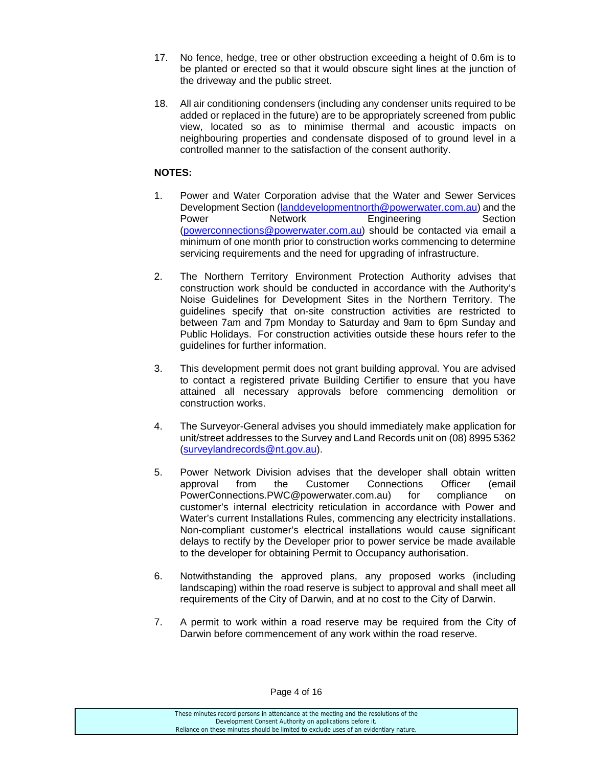17. No fence, hedge, tree or other obstruction exceeding a height of 0.6m is to be planted or erected so that it would obscure sight lines at the junction of the driveway and the public street.

18. All air conditioning condensers (including any condenser units required to be added or replaced in the future) are to be appropriately screened from public view, located so as to minimise thermal and acoustic impacts on neighbouring properties and condensate disposed of to ground level in a controlled manner to the satisfaction of the consent authority.

**NOTES:**

1. Power and Water Corporation advise that the Water and Sewer Services Development Section (landdevelopmentnorth@powerwater.com.au) and the Power Network Engineering Section (powerconnections@powerwater.com.au) should be contacted via email a minimum of one month prior to construction works commencing to determine servicing requirements and the need for upgrading of infrastructure.

2. The Northern Territory Environment Protection Authority advises that construction work should be conducted in accordance with the Authority's Noise Guidelines for Development Sites in the Northern Territory. The guidelines specify that on-site construction activities are restricted to between 7am and 7pm Monday to Saturday and 9am to 6pm Sunday and Public Holidays. For construction activities outside these hours refer to the guidelines for further information.

3. This development permit does not grant building approval. You are advised to contact a registered private Building Certifier to ensure that you have attained all necessary approvals before commencing demolition or construction works.

4. The Surveyor-General advises you should immediately make application for unit/street addresses to the Survey and Land Records unit on (08) 8995 5362 (surveylandrecords@nt.gov.au).

5. Power Network Division advises that the developer shall obtain written approval from the Customer Connections Officer (email PowerConnections.PWC@powerwater.com.au) for compliance on customer's internal electricity reticulation in accordance with Power and Water's current Installations Rules, commencing any electricity installations. Non-compliant customer's electrical installations would cause significant delays to rectify by the Developer prior to power service be made available to the developer for obtaining Permit to Occupancy authorisation.

6. Notwithstanding the approved plans, any proposed works (including landscaping) within the road reserve is subject to approval and shall meet all requirements of the City of Darwin, and at no cost to the City of Darwin.

7. A permit to work within a road reserve may be required from the City of Darwin before commencement of any work within the road reserve.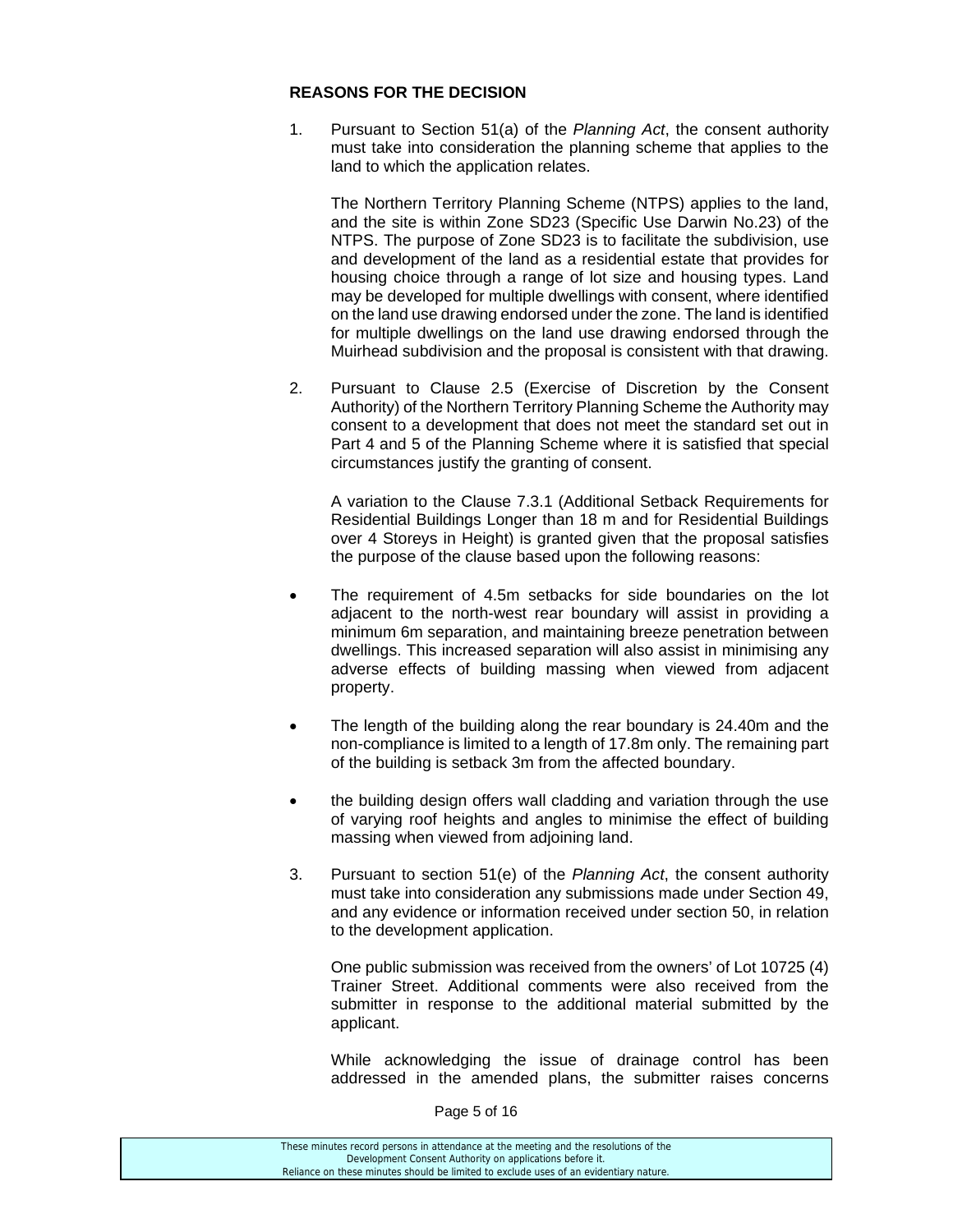**REASONS FOR THE DECISION**

1. Pursuant to Section 51(a) of the *Planning Act*, the consent authority must take into consideration the planning scheme that applies to the land to which the application relates.

   The Northern Territory Planning Scheme (NTPS) applies to the land, and the site is within Zone SD23 (Specific Use Darwin No.23) of the NTPS. The purpose of Zone SD23 is to facilitate the subdivision, use and development of the land as a residential estate that provides for housing choice through a range of lot size and housing types. Land may be developed for multiple dwellings with consent, where identified on the land use drawing endorsed under the zone. The land is identified for multiple dwellings on the land use drawing endorsed through the Muirhead subdivision and the proposal is consistent with that drawing.

2. Pursuant to Clause 2.5 (Exercise of Discretion by the Consent Authority) of the Northern Territory Planning Scheme the Authority may consent to a development that does not meet the standard set out in Part 4 and 5 of the Planning Scheme where it is satisfied that special circumstances justify the granting of consent.

   A variation to the Clause 7.3.1 (Additional Setback Requirements for Residential Buildings Longer than 18 m and for Residential Buildings over 4 Storeys in Height) is granted given that the proposal satisfies the purpose of the clause based upon the following reasons:

   - The requirement of 4.5m setbacks for side boundaries on the lot adjacent to the north-west rear boundary will assist in providing a minimum 6m separation, and maintaining breeze penetration between dwellings. This increased separation will also assist in minimising any adverse effects of building massing when viewed from adjacent property.
   - The length of the building along the rear boundary is 24.40m and the non-compliance is limited to a length of 17.8m only. The remaining part of the building is setback 3m from the affected boundary.
   - the building design offers wall cladding and variation through the use of varying roof heights and angles to minimise the effect of building massing when viewed from adjoining land.

3. Pursuant to section 51(e) of the *Planning Act*, the consent authority must take into consideration any submissions made under Section 49, and any evidence or information received under section 50, in relation to the development application.

   One public submission was received from the owners' of Lot 10725 (4) Trainer Street. Additional comments were also received from the submitter in response to the additional material submitted by the applicant.

   While acknowledging the issue of drainage control has been addressed in the amended plans, the submitter raises concerns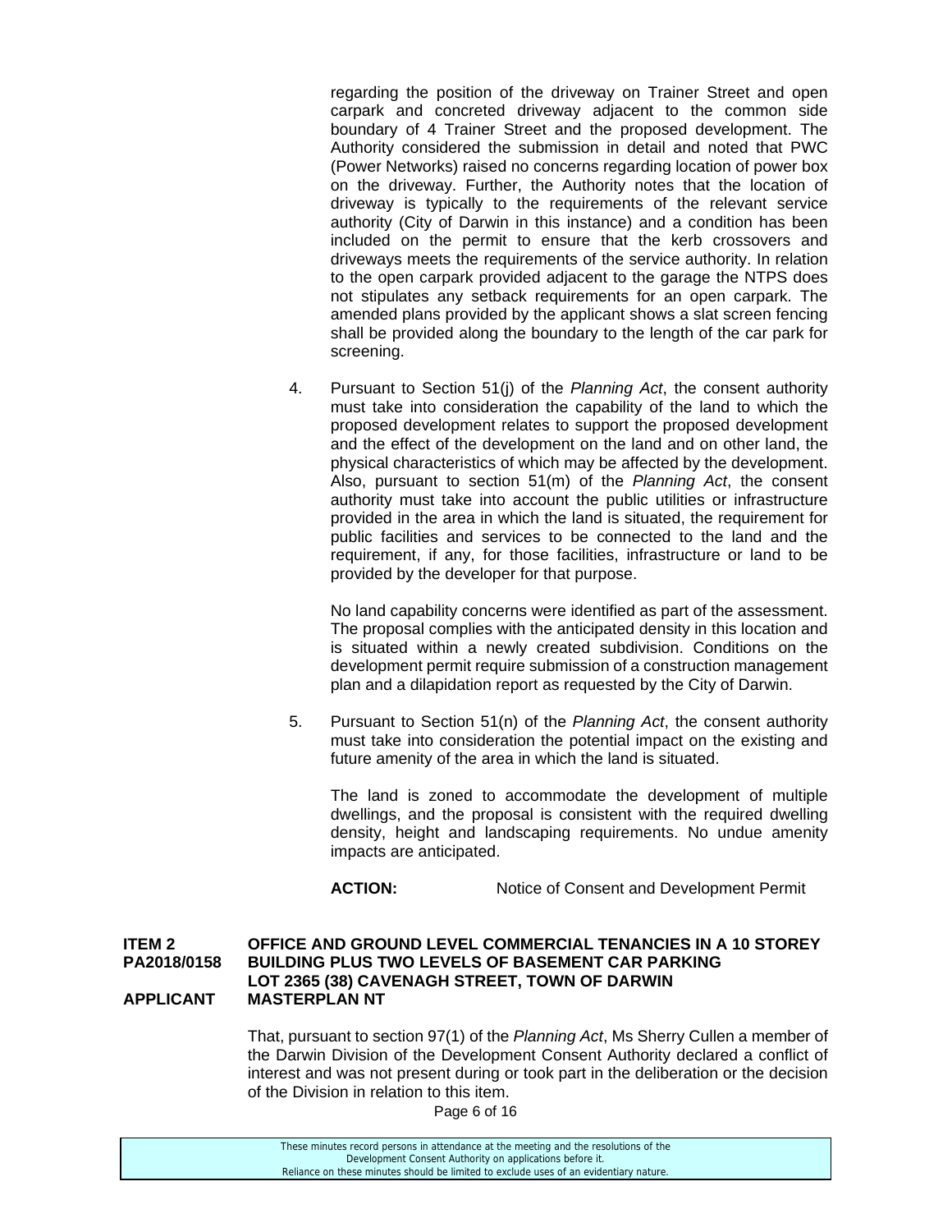regarding the position of the driveway on Trainer Street and open carpark and concreted driveway adjacent to the common side boundary of 4 Trainer Street and the proposed development. The Authority considered the submission in detail and noted that PWC (Power Networks) raised no concerns regarding location of power box on the driveway. Further, the Authority notes that the location of driveway is typically to the requirements of the relevant service authority (City of Darwin in this instance) and a condition has been included on the permit to ensure that the kerb crossovers and driveways meets the requirements of the service authority. In relation to the open carpark provided adjacent to the garage the NTPS does not stipulates any setback requirements for an open carpark. The amended plans provided by the applicant shows a slat screen fencing shall be provided along the boundary to the length of the car park for screening.

4. Pursuant to Section 51(j) of the *Planning Act*, the consent authority must take into consideration the capability of the land to which the proposed development relates to support the proposed development and the effect of the development on the land and on other land, the physical characteristics of which may be affected by the development. Also, pursuant to section 51(m) of the *Planning Act*, the consent authority must take into account the public utilities or infrastructure provided in the area in which the land is situated, the requirement for public facilities and services to be connected to the land and the requirement, if any, for those facilities, infrastructure or land to be provided by the developer for that purpose.

   No land capability concerns were identified as part of the assessment. The proposal complies with the anticipated density in this location and is situated within a newly created subdivision. Conditions on the development permit require submission of a construction management plan and a dilapidation report as requested by the City of Darwin.

5. Pursuant to Section 51(n) of the *Planning Act*, the consent authority must take into consideration the potential impact on the existing and future amenity of the area in which the land is situated.

   The land is zoned to accommodate the development of multiple dwellings, and the proposal is consistent with the required dwelling density, height and landscaping requirements. No undue amenity impacts are anticipated.

**ACTION:** Notice of Consent and Development Permit

**ITEM 2 PA2018/0158 — OFFICE AND GROUND LEVEL COMMERCIAL TENANCIES IN A 10 STOREY BUILDING PLUS TWO LEVELS OF BASEMENT CAR PARKING LOT 2365 (38) CAVENAGH STREET, TOWN OF DARWIN**

**APPLICANT — MASTERPLAN NT**

That, pursuant to section 97(1) of the *Planning Act*, Ms Sherry Cullen a member of the Darwin Division of the Development Consent Authority declared a conflict of interest and was not present during or took part in the deliberation or the decision of the Division in relation to this item.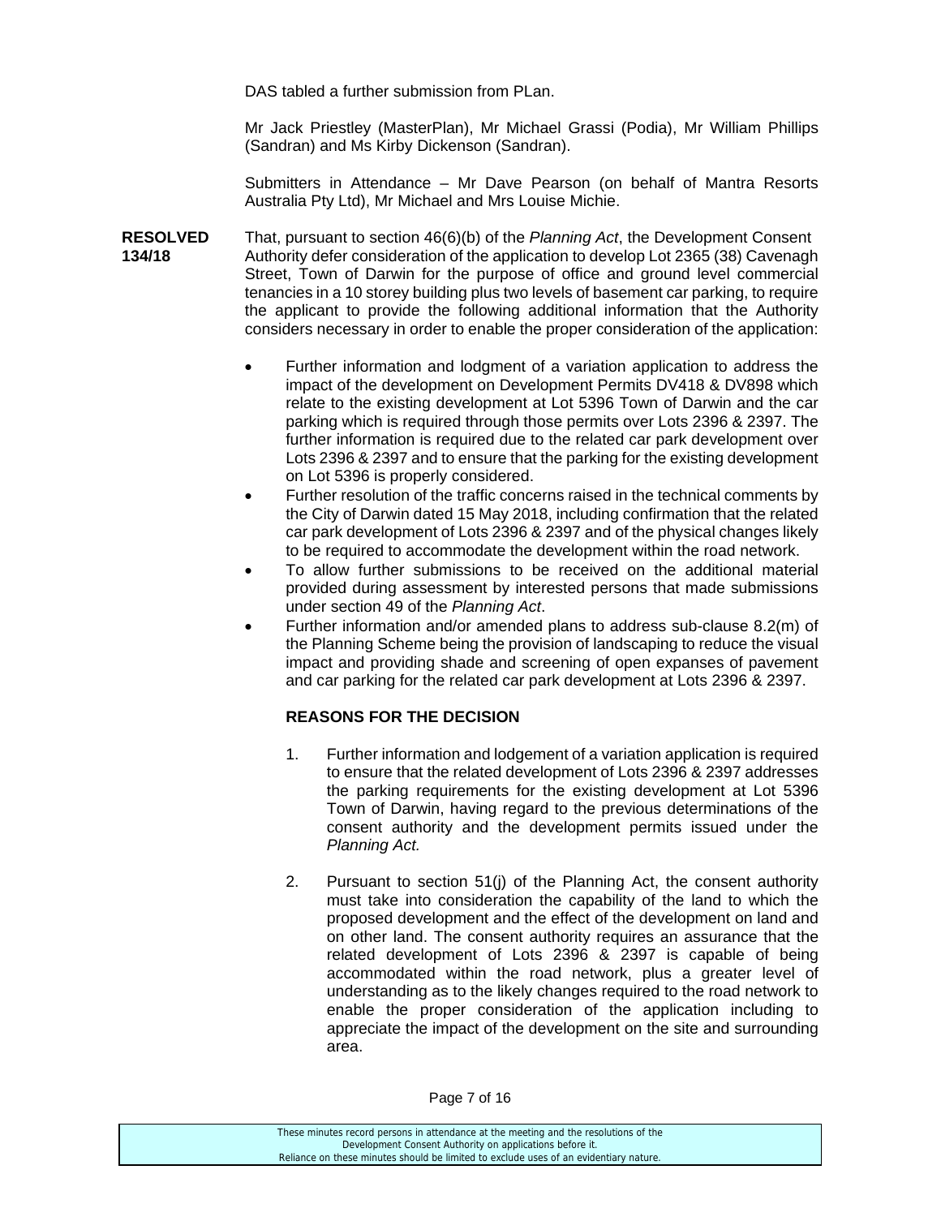DAS tabled a further submission from PLan.

Mr Jack Priestley (MasterPlan), Mr Michael Grassi (Podia), Mr William Phillips (Sandran) and Ms Kirby Dickenson (Sandran).

Submitters in Attendance – Mr Dave Pearson (on behalf of Mantra Resorts Australia Pty Ltd), Mr Michael and Mrs Louise Michie.

**RESOLVED 134/18**

That, pursuant to section 46(6)(b) of the *Planning Act*, the Development Consent Authority defer consideration of the application to develop Lot 2365 (38) Cavenagh Street, Town of Darwin for the purpose of office and ground level commercial tenancies in a 10 storey building plus two levels of basement car parking, to require the applicant to provide the following additional information that the Authority considers necessary in order to enable the proper consideration of the application:

- Further information and lodgment of a variation application to address the impact of the development on Development Permits DV418 & DV898 which relate to the existing development at Lot 5396 Town of Darwin and the car parking which is required through those permits over Lots 2396 & 2397. The further information is required due to the related car park development over Lots 2396 & 2397 and to ensure that the parking for the existing development on Lot 5396 is properly considered.
- Further resolution of the traffic concerns raised in the technical comments by the City of Darwin dated 15 May 2018, including confirmation that the related car park development of Lots 2396 & 2397 and of the physical changes likely to be required to accommodate the development within the road network.
- To allow further submissions to be received on the additional material provided during assessment by interested persons that made submissions under section 49 of the *Planning Act*.
- Further information and/or amended plans to address sub-clause 8.2(m) of the Planning Scheme being the provision of landscaping to reduce the visual impact and providing shade and screening of open expanses of pavement and car parking for the related car park development at Lots 2396 & 2397.

**REASONS FOR THE DECISION**

1. Further information and lodgement of a variation application is required to ensure that the related development of Lots 2396 & 2397 addresses the parking requirements for the existing development at Lot 5396 Town of Darwin, having regard to the previous determinations of the consent authority and the development permits issued under the *Planning Act.*

2. Pursuant to section 51(j) of the Planning Act, the consent authority must take into consideration the capability of the land to which the proposed development and the effect of the development on land and on other land. The consent authority requires an assurance that the related development of Lots 2396 & 2397 is capable of being accommodated within the road network, plus a greater level of understanding as to the likely changes required to the road network to enable the proper consideration of the application including to appreciate the impact of the development on the site and surrounding area.

These minutes record persons in attendance at the meeting and the resolutions of the Development Consent Authority on applications before it. Reliance on these minutes should be limited to exclude uses of an evidentiary nature.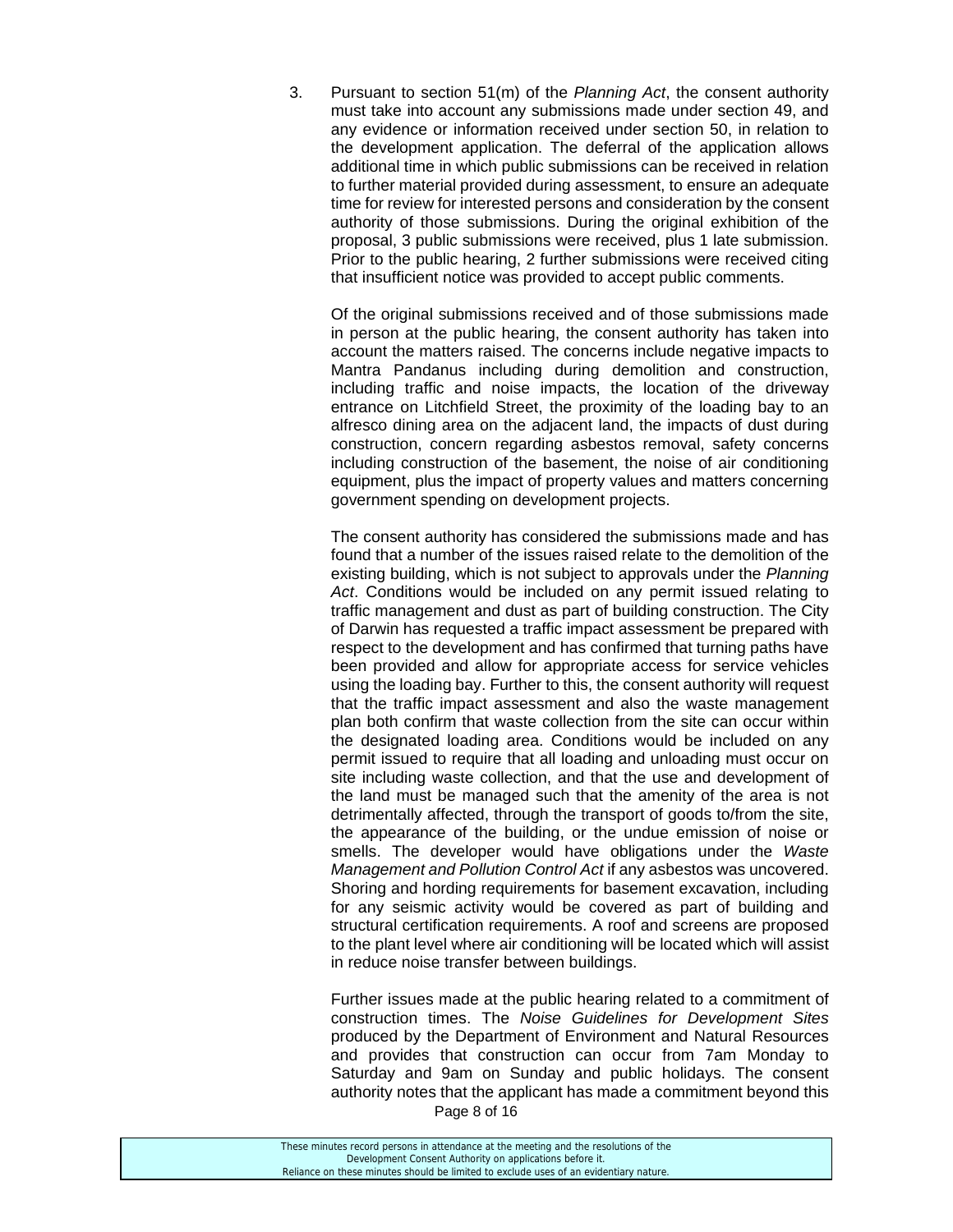3. Pursuant to section 51(m) of the *Planning Act*, the consent authority must take into account any submissions made under section 49, and any evidence or information received under section 50, in relation to the development application. The deferral of the application allows additional time in which public submissions can be received in relation to further material provided during assessment, to ensure an adequate time for review for interested persons and consideration by the consent authority of those submissions. During the original exhibition of the proposal, 3 public submissions were received, plus 1 late submission. Prior to the public hearing, 2 further submissions were received citing that insufficient notice was provided to accept public comments.

   Of the original submissions received and of those submissions made in person at the public hearing, the consent authority has taken into account the matters raised. The concerns include negative impacts to Mantra Pandanus including during demolition and construction, including traffic and noise impacts, the location of the driveway entrance on Litchfield Street, the proximity of the loading bay to an alfresco dining area on the adjacent land, the impacts of dust during construction, concern regarding asbestos removal, safety concerns including construction of the basement, the noise of air conditioning equipment, plus the impact of property values and matters concerning government spending on development projects.

   The consent authority has considered the submissions made and has found that a number of the issues raised relate to the demolition of the existing building, which is not subject to approvals under the *Planning Act*. Conditions would be included on any permit issued relating to traffic management and dust as part of building construction. The City of Darwin has requested a traffic impact assessment be prepared with respect to the development and has confirmed that turning paths have been provided and allow for appropriate access for service vehicles using the loading bay. Further to this, the consent authority will request that the traffic impact assessment and also the waste management plan both confirm that waste collection from the site can occur within the designated loading area. Conditions would be included on any permit issued to require that all loading and unloading must occur on site including waste collection, and that the use and development of the land must be managed such that the amenity of the area is not detrimentally affected, through the transport of goods to/from the site, the appearance of the building, or the undue emission of noise or smells. The developer would have obligations under the *Waste Management and Pollution Control Act* if any asbestos was uncovered. Shoring and hording requirements for basement excavation, including for any seismic activity would be covered as part of building and structural certification requirements. A roof and screens are proposed to the plant level where air conditioning will be located which will assist in reduce noise transfer between buildings.

   Further issues made at the public hearing related to a commitment of construction times. The *Noise Guidelines for Development Sites* produced by the Department of Environment and Natural Resources and provides that construction can occur from 7am Monday to Saturday and 9am on Sunday and public holidays. The consent authority notes that the applicant has made a commitment beyond this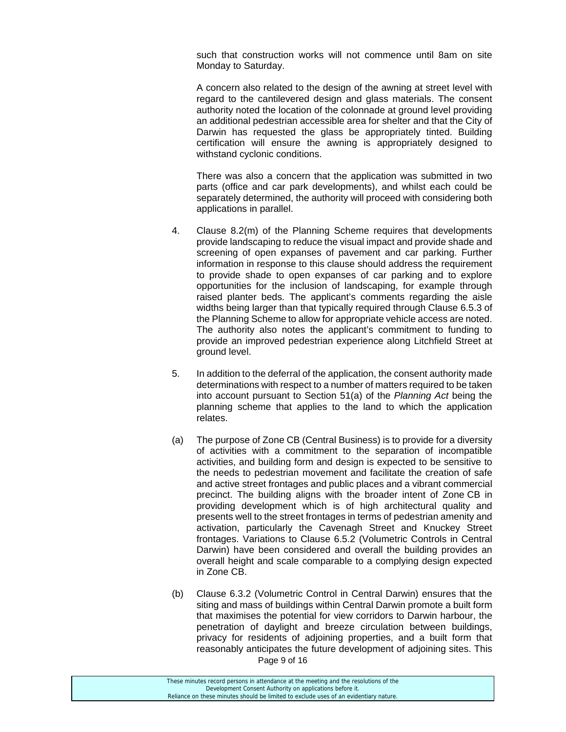such that construction works will not commence until 8am on site Monday to Saturday.

A concern also related to the design of the awning at street level with regard to the cantilevered design and glass materials. The consent authority noted the location of the colonnade at ground level providing an additional pedestrian accessible area for shelter and that the City of Darwin has requested the glass be appropriately tinted. Building certification will ensure the awning is appropriately designed to withstand cyclonic conditions.

There was also a concern that the application was submitted in two parts (office and car park developments), and whilst each could be separately determined, the authority will proceed with considering both applications in parallel.

4. Clause 8.2(m) of the Planning Scheme requires that developments provide landscaping to reduce the visual impact and provide shade and screening of open expanses of pavement and car parking. Further information in response to this clause should address the requirement to provide shade to open expanses of car parking and to explore opportunities for the inclusion of landscaping, for example through raised planter beds. The applicant's comments regarding the aisle widths being larger than that typically required through Clause 6.5.3 of the Planning Scheme to allow for appropriate vehicle access are noted. The authority also notes the applicant's commitment to funding to provide an improved pedestrian experience along Litchfield Street at ground level.

5. In addition to the deferral of the application, the consent authority made determinations with respect to a number of matters required to be taken into account pursuant to Section 51(a) of the *Planning Act* being the planning scheme that applies to the land to which the application relates.

(a) The purpose of Zone CB (Central Business) is to provide for a diversity of activities with a commitment to the separation of incompatible activities, and building form and design is expected to be sensitive to the needs to pedestrian movement and facilitate the creation of safe and active street frontages and public places and a vibrant commercial precinct. The building aligns with the broader intent of Zone CB in providing development which is of high architectural quality and presents well to the street frontages in terms of pedestrian amenity and activation, particularly the Cavenagh Street and Knuckey Street frontages. Variations to Clause 6.5.2 (Volumetric Controls in Central Darwin) have been considered and overall the building provides an overall height and scale comparable to a complying design expected in Zone CB.

(b) Clause 6.3.2 (Volumetric Control in Central Darwin) ensures that the siting and mass of buildings within Central Darwin promote a built form that maximises the potential for view corridors to Darwin harbour, the penetration of daylight and breeze circulation between buildings, privacy for residents of adjoining properties, and a built form that reasonably anticipates the future development of adjoining sites. This

These minutes record persons in attendance at the meeting and the resolutions of the Development Consent Authority on applications before it. Reliance on these minutes should be limited to exclude uses of an evidentiary nature.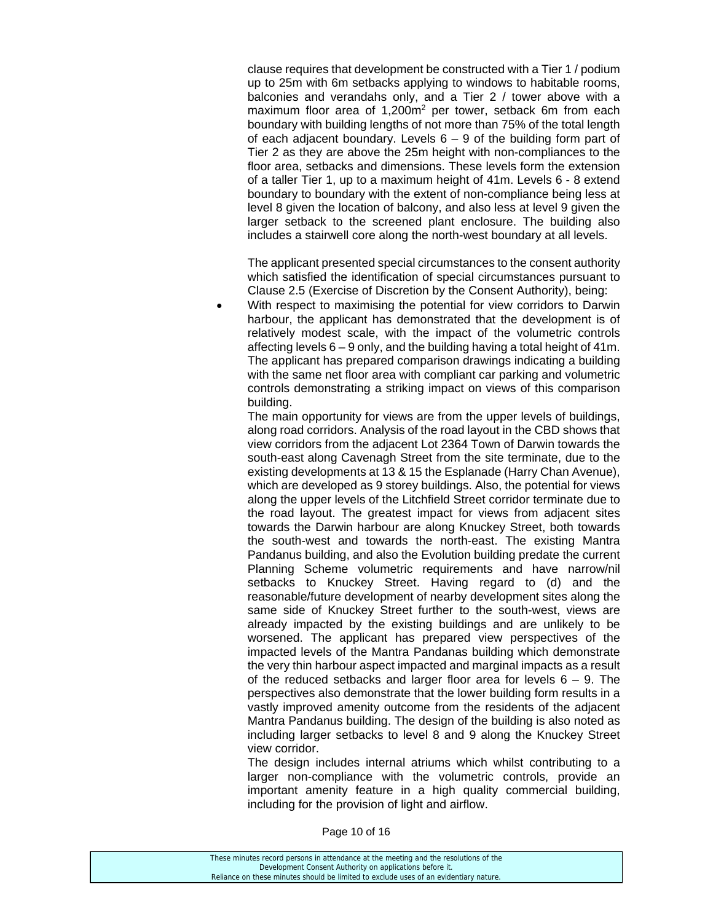clause requires that development be constructed with a Tier 1 / podium up to 25m with 6m setbacks applying to windows to habitable rooms, balconies and verandahs only, and a Tier 2 / tower above with a maximum floor area of 1,200m$^2$ per tower, setback 6m from each boundary with building lengths of not more than 75% of the total length of each adjacent boundary. Levels 6 – 9 of the building form part of Tier 2 as they are above the 25m height with non-compliances to the floor area, setbacks and dimensions. These levels form the extension of a taller Tier 1, up to a maximum height of 41m. Levels 6 - 8 extend boundary to boundary with the extent of non-compliance being less at level 8 given the location of balcony, and also less at level 9 given the larger setback to the screened plant enclosure. The building also includes a stairwell core along the north-west boundary at all levels.

The applicant presented special circumstances to the consent authority which satisfied the identification of special circumstances pursuant to Clause 2.5 (Exercise of Discretion by the Consent Authority), being:

- With respect to maximising the potential for view corridors to Darwin harbour, the applicant has demonstrated that the development is of relatively modest scale, with the impact of the volumetric controls affecting levels 6 – 9 only, and the building having a total height of 41m. The applicant has prepared comparison drawings indicating a building with the same net floor area with compliant car parking and volumetric controls demonstrating a striking impact on views of this comparison building.

  The main opportunity for views are from the upper levels of buildings, along road corridors. Analysis of the road layout in the CBD shows that view corridors from the adjacent Lot 2364 Town of Darwin towards the south-east along Cavenagh Street from the site terminate, due to the existing developments at 13 & 15 the Esplanade (Harry Chan Avenue), which are developed as 9 storey buildings. Also, the potential for views along the upper levels of the Litchfield Street corridor terminate due to the road layout. The greatest impact for views from adjacent sites towards the Darwin harbour are along Knuckey Street, both towards the south-west and towards the north-east. The existing Mantra Pandanus building, and also the Evolution building predate the current Planning Scheme volumetric requirements and have narrow/nil setbacks to Knuckey Street. Having regard to (d) and the reasonable/future development of nearby development sites along the same side of Knuckey Street further to the south-west, views are already impacted by the existing buildings and are unlikely to be worsened. The applicant has prepared view perspectives of the impacted levels of the Mantra Pandanas building which demonstrate the very thin harbour aspect impacted and marginal impacts as a result of the reduced setbacks and larger floor area for levels 6 – 9. The perspectives also demonstrate that the lower building form results in a vastly improved amenity outcome from the residents of the adjacent Mantra Pandanus building. The design of the building is also noted as including larger setbacks to level 8 and 9 along the Knuckey Street view corridor.

  The design includes internal atriums which whilst contributing to a larger non-compliance with the volumetric controls, provide an important amenity feature in a high quality commercial building, including for the provision of light and airflow.

These minutes record persons in attendance at the meeting and the resolutions of the Development Consent Authority on applications before it.
Reliance on these minutes should be limited to exclude uses of an evidentiary nature.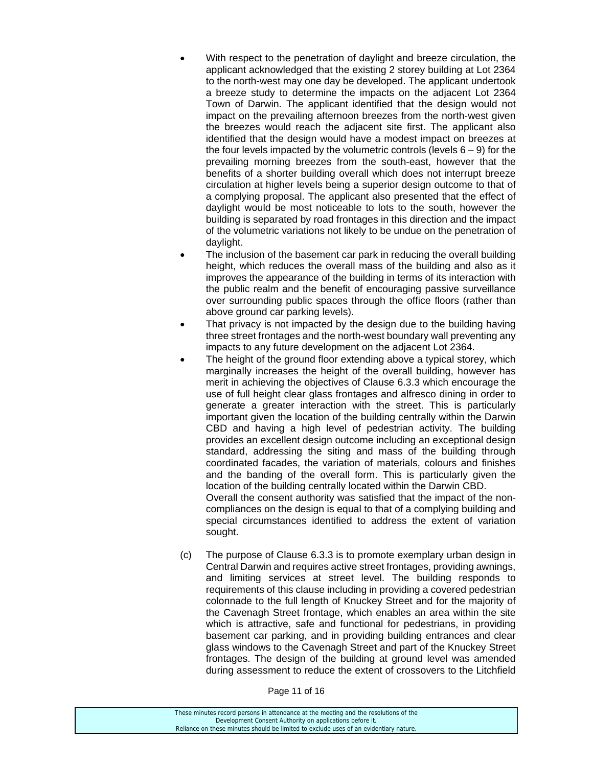- With respect to the penetration of daylight and breeze circulation, the applicant acknowledged that the existing 2 storey building at Lot 2364 to the north-west may one day be developed. The applicant undertook a breeze study to determine the impacts on the adjacent Lot 2364 Town of Darwin. The applicant identified that the design would not impact on the prevailing afternoon breezes from the north-west given the breezes would reach the adjacent site first. The applicant also identified that the design would have a modest impact on breezes at the four levels impacted by the volumetric controls (levels 6 – 9) for the prevailing morning breezes from the south-east, however that the benefits of a shorter building overall which does not interrupt breeze circulation at higher levels being a superior design outcome to that of a complying proposal. The applicant also presented that the effect of daylight would be most noticeable to lots to the south, however the building is separated by road frontages in this direction and the impact of the volumetric variations not likely to be undue on the penetration of daylight.
- The inclusion of the basement car park in reducing the overall building height, which reduces the overall mass of the building and also as it improves the appearance of the building in terms of its interaction with the public realm and the benefit of encouraging passive surveillance over surrounding public spaces through the office floors (rather than above ground car parking levels).
- That privacy is not impacted by the design due to the building having three street frontages and the north-west boundary wall preventing any impacts to any future development on the adjacent Lot 2364.
- The height of the ground floor extending above a typical storey, which marginally increases the height of the overall building, however has merit in achieving the objectives of Clause 6.3.3 which encourage the use of full height clear glass frontages and alfresco dining in order to generate a greater interaction with the street. This is particularly important given the location of the building centrally within the Darwin CBD and having a high level of pedestrian activity. The building provides an excellent design outcome including an exceptional design standard, addressing the siting and mass of the building through coordinated facades, the variation of materials, colours and finishes and the banding of the overall form. This is particularly given the location of the building centrally located within the Darwin CBD.

  Overall the consent authority was satisfied that the impact of the non-compliances on the design is equal to that of a complying building and special circumstances identified to address the extent of variation sought.

(c) The purpose of Clause 6.3.3 is to promote exemplary urban design in Central Darwin and requires active street frontages, providing awnings, and limiting services at street level. The building responds to requirements of this clause including in providing a covered pedestrian colonnade to the full length of Knuckey Street and for the majority of the Cavenagh Street frontage, which enables an area within the site which is attractive, safe and functional for pedestrians, in providing basement car parking, and in providing building entrances and clear glass windows to the Cavenagh Street and part of the Knuckey Street frontages. The design of the building at ground level was amended during assessment to reduce the extent of crossovers to the Litchfield

These minutes record persons in attendance at the meeting and the resolutions of the Development Consent Authority on applications before it. Reliance on these minutes should be limited to exclude uses of an evidentiary nature.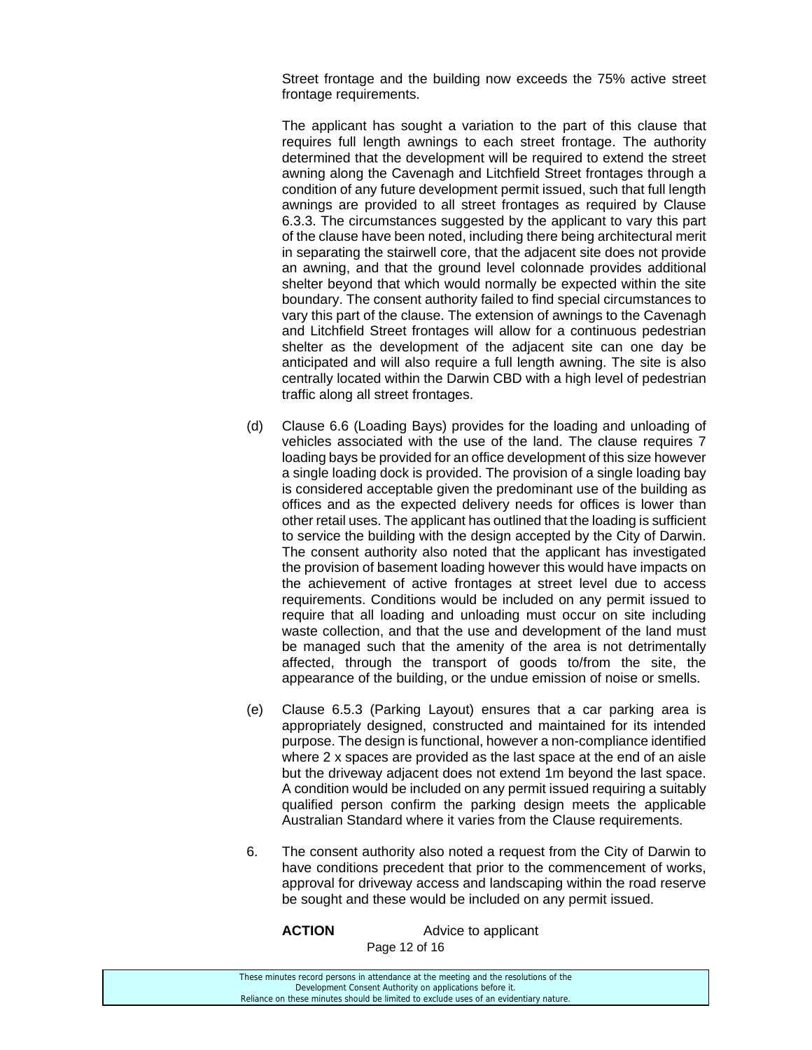Street frontage and the building now exceeds the 75% active street frontage requirements.

The applicant has sought a variation to the part of this clause that requires full length awnings to each street frontage. The authority determined that the development will be required to extend the street awning along the Cavenagh and Litchfield Street frontages through a condition of any future development permit issued, such that full length awnings are provided to all street frontages as required by Clause 6.3.3. The circumstances suggested by the applicant to vary this part of the clause have been noted, including there being architectural merit in separating the stairwell core, that the adjacent site does not provide an awning, and that the ground level colonnade provides additional shelter beyond that which would normally be expected within the site boundary. The consent authority failed to find special circumstances to vary this part of the clause. The extension of awnings to the Cavenagh and Litchfield Street frontages will allow for a continuous pedestrian shelter as the development of the adjacent site can one day be anticipated and will also require a full length awning. The site is also centrally located within the Darwin CBD with a high level of pedestrian traffic along all street frontages.

(d) Clause 6.6 (Loading Bays) provides for the loading and unloading of vehicles associated with the use of the land. The clause requires 7 loading bays be provided for an office development of this size however a single loading dock is provided. The provision of a single loading bay is considered acceptable given the predominant use of the building as offices and as the expected delivery needs for offices is lower than other retail uses. The applicant has outlined that the loading is sufficient to service the building with the design accepted by the City of Darwin. The consent authority also noted that the applicant has investigated the provision of basement loading however this would have impacts on the achievement of active frontages at street level due to access requirements. Conditions would be included on any permit issued to require that all loading and unloading must occur on site including waste collection, and that the use and development of the land must be managed such that the amenity of the area is not detrimentally affected, through the transport of goods to/from the site, the appearance of the building, or the undue emission of noise or smells.

(e) Clause 6.5.3 (Parking Layout) ensures that a car parking area is appropriately designed, constructed and maintained for its intended purpose. The design is functional, however a non-compliance identified where 2 x spaces are provided as the last space at the end of an aisle but the driveway adjacent does not extend 1m beyond the last space. A condition would be included on any permit issued requiring a suitably qualified person confirm the parking design meets the applicable Australian Standard where it varies from the Clause requirements.

6. The consent authority also noted a request from the City of Darwin to have conditions precedent that prior to the commencement of works, approval for driveway access and landscaping within the road reserve be sought and these would be included on any permit issued.

**ACTION** Advice to applicant

These minutes record persons in attendance at the meeting and the resolutions of the Development Consent Authority on applications before it. Reliance on these minutes should be limited to exclude uses of an evidentiary nature.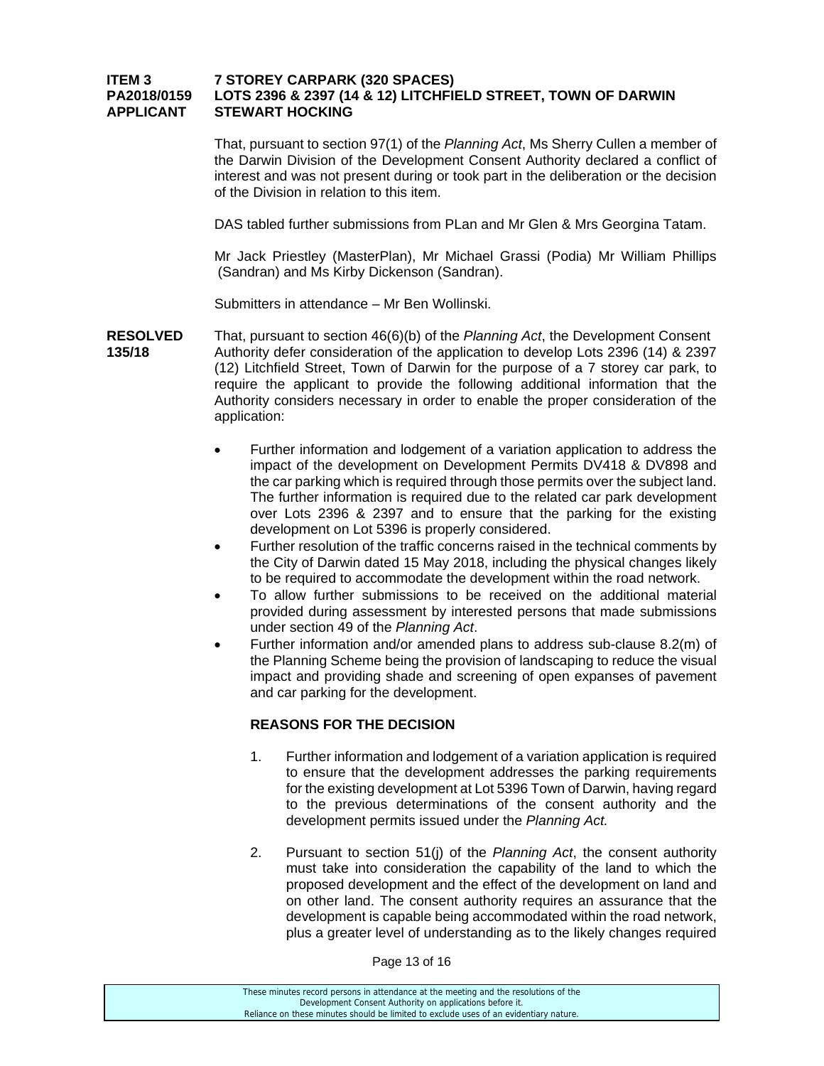**ITEM 3 7 STOREY CARPARK (320 SPACES)**
**PA2018/0159 LOTS 2396 & 2397 (14 & 12) LITCHFIELD STREET, TOWN OF DARWIN**
**APPLICANT STEWART HOCKING**

That, pursuant to section 97(1) of the *Planning Act*, Ms Sherry Cullen a member of the Darwin Division of the Development Consent Authority declared a conflict of interest and was not present during or took part in the deliberation or the decision of the Division in relation to this item.

DAS tabled further submissions from PLan and Mr Glen & Mrs Georgina Tatam.

Mr Jack Priestley (MasterPlan), Mr Michael Grassi (Podia) Mr William Phillips (Sandran) and Ms Kirby Dickenson (Sandran).

Submitters in attendance – Mr Ben Wollinski.

**RESOLVED 135/18**

That, pursuant to section 46(6)(b) of the *Planning Act*, the Development Consent Authority defer consideration of the application to develop Lots 2396 (14) & 2397 (12) Litchfield Street, Town of Darwin for the purpose of a 7 storey car park, to require the applicant to provide the following additional information that the Authority considers necessary in order to enable the proper consideration of the application:

- Further information and lodgement of a variation application to address the impact of the development on Development Permits DV418 & DV898 and the car parking which is required through those permits over the subject land. The further information is required due to the related car park development over Lots 2396 & 2397 and to ensure that the parking for the existing development on Lot 5396 is properly considered.
- Further resolution of the traffic concerns raised in the technical comments by the City of Darwin dated 15 May 2018, including the physical changes likely to be required to accommodate the development within the road network.
- To allow further submissions to be received on the additional material provided during assessment by interested persons that made submissions under section 49 of the *Planning Act*.
- Further information and/or amended plans to address sub-clause 8.2(m) of the Planning Scheme being the provision of landscaping to reduce the visual impact and providing shade and screening of open expanses of pavement and car parking for the development.

**REASONS FOR THE DECISION**

1. Further information and lodgement of a variation application is required to ensure that the development addresses the parking requirements for the existing development at Lot 5396 Town of Darwin, having regard to the previous determinations of the consent authority and the development permits issued under the *Planning Act.*

2. Pursuant to section 51(j) of the *Planning Act*, the consent authority must take into consideration the capability of the land to which the proposed development and the effect of the development on land and on other land. The consent authority requires an assurance that the development is capable being accommodated within the road network, plus a greater level of understanding as to the likely changes required

These minutes record persons in attendance at the meeting and the resolutions of the Development Consent Authority on applications before it. Reliance on these minutes should be limited to exclude uses of an evidentiary nature.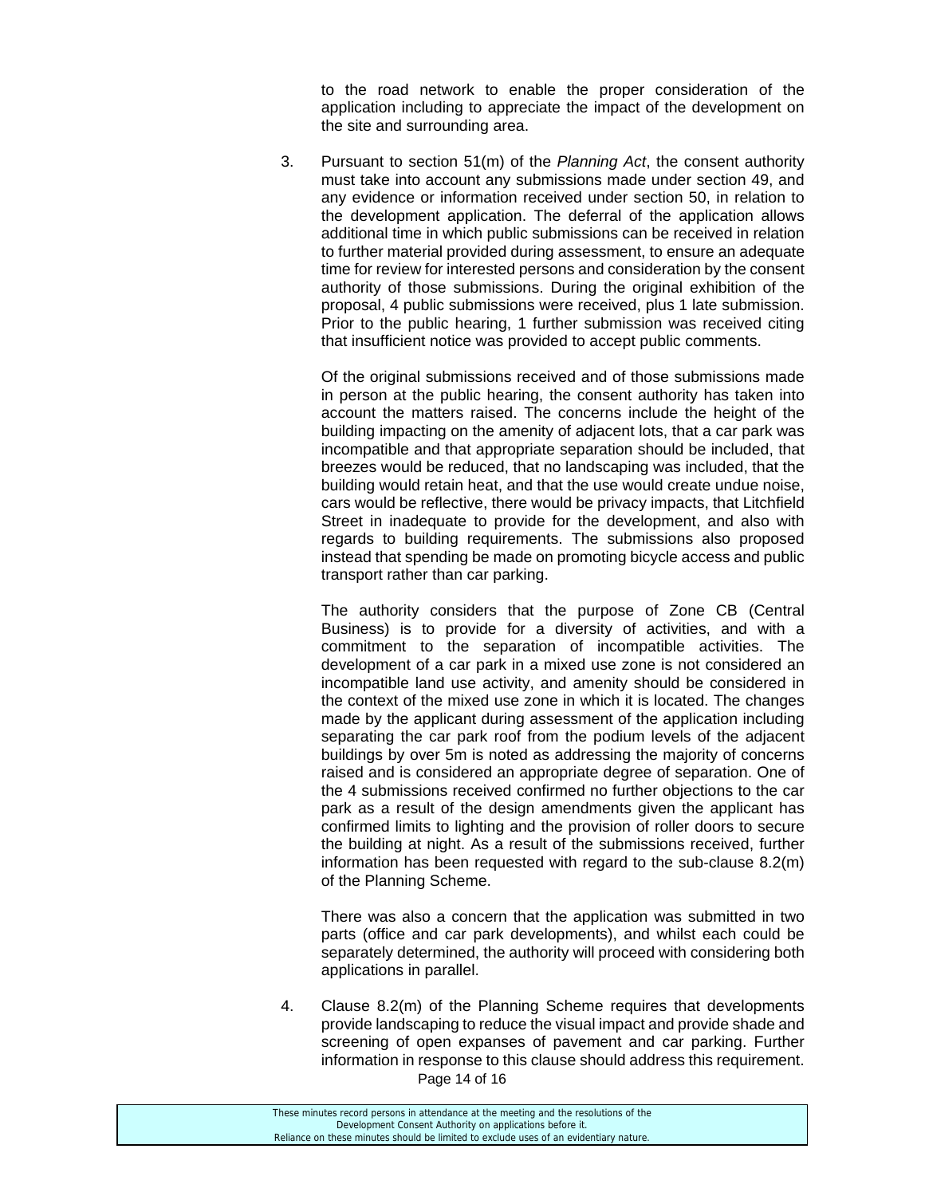to the road network to enable the proper consideration of the application including to appreciate the impact of the development on the site and surrounding area.

3. Pursuant to section 51(m) of the *Planning Act*, the consent authority must take into account any submissions made under section 49, and any evidence or information received under section 50, in relation to the development application. The deferral of the application allows additional time in which public submissions can be received in relation to further material provided during assessment, to ensure an adequate time for review for interested persons and consideration by the consent authority of those submissions. During the original exhibition of the proposal, 4 public submissions were received, plus 1 late submission. Prior to the public hearing, 1 further submission was received citing that insufficient notice was provided to accept public comments.

   Of the original submissions received and of those submissions made in person at the public hearing, the consent authority has taken into account the matters raised. The concerns include the height of the building impacting on the amenity of adjacent lots, that a car park was incompatible and that appropriate separation should be included, that breezes would be reduced, that no landscaping was included, that the building would retain heat, and that the use would create undue noise, cars would be reflective, there would be privacy impacts, that Litchfield Street in inadequate to provide for the development, and also with regards to building requirements. The submissions also proposed instead that spending be made on promoting bicycle access and public transport rather than car parking.

   The authority considers that the purpose of Zone CB (Central Business) is to provide for a diversity of activities, and with a commitment to the separation of incompatible activities. The development of a car park in a mixed use zone is not considered an incompatible land use activity, and amenity should be considered in the context of the mixed use zone in which it is located. The changes made by the applicant during assessment of the application including separating the car park roof from the podium levels of the adjacent buildings by over 5m is noted as addressing the majority of concerns raised and is considered an appropriate degree of separation. One of the 4 submissions received confirmed no further objections to the car park as a result of the design amendments given the applicant has confirmed limits to lighting and the provision of roller doors to secure the building at night. As a result of the submissions received, further information has been requested with regard to the sub-clause 8.2(m) of the Planning Scheme.

   There was also a concern that the application was submitted in two parts (office and car park developments), and whilst each could be separately determined, the authority will proceed with considering both applications in parallel.

4. Clause 8.2(m) of the Planning Scheme requires that developments provide landscaping to reduce the visual impact and provide shade and screening of open expanses of pavement and car parking. Further information in response to this clause should address this requirement.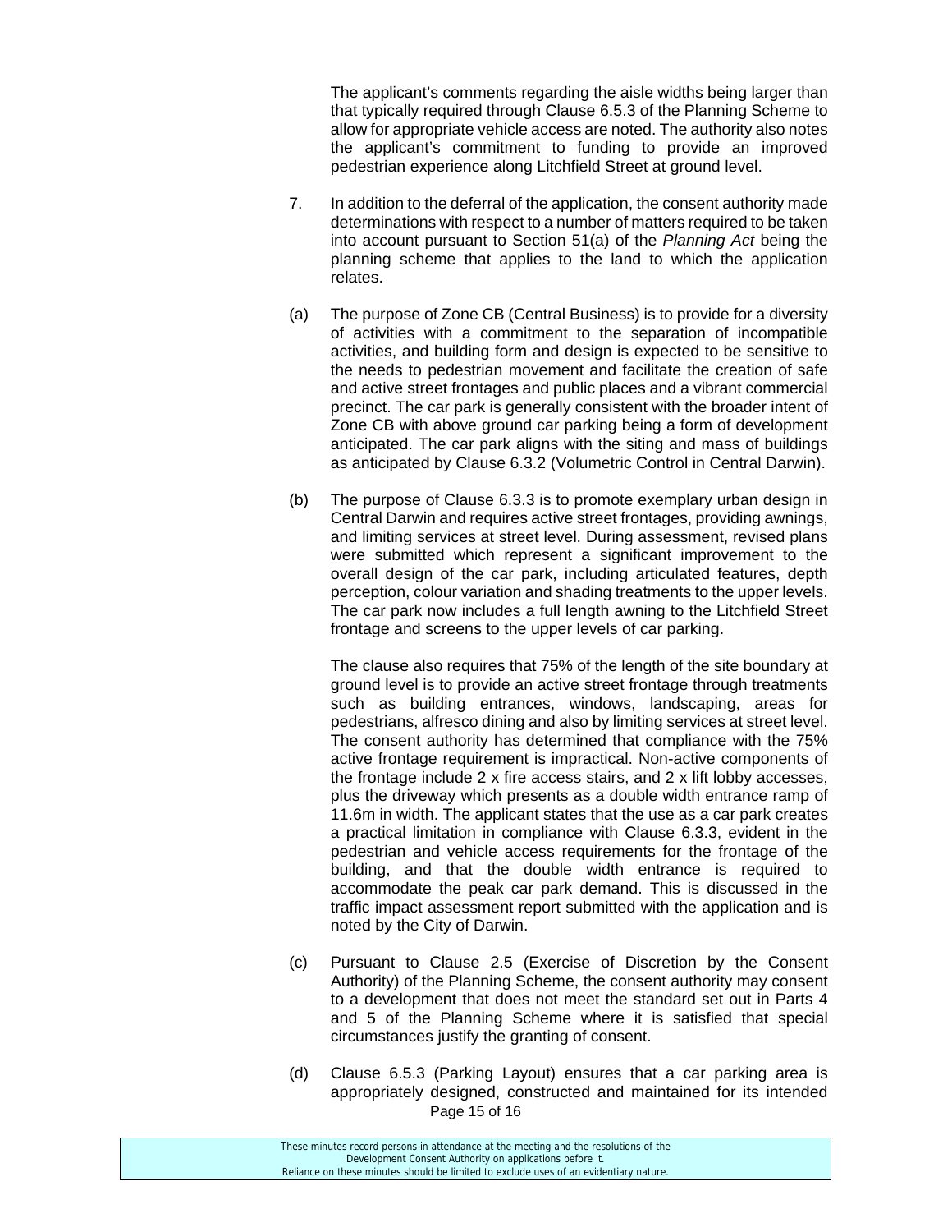The applicant's comments regarding the aisle widths being larger than that typically required through Clause 6.5.3 of the Planning Scheme to allow for appropriate vehicle access are noted. The authority also notes the applicant's commitment to funding to provide an improved pedestrian experience along Litchfield Street at ground level.

7. In addition to the deferral of the application, the consent authority made determinations with respect to a number of matters required to be taken into account pursuant to Section 51(a) of the *Planning Act* being the planning scheme that applies to the land to which the application relates.

(a) The purpose of Zone CB (Central Business) is to provide for a diversity of activities with a commitment to the separation of incompatible activities, and building form and design is expected to be sensitive to the needs to pedestrian movement and facilitate the creation of safe and active street frontages and public places and a vibrant commercial precinct. The car park is generally consistent with the broader intent of Zone CB with above ground car parking being a form of development anticipated. The car park aligns with the siting and mass of buildings as anticipated by Clause 6.3.2 (Volumetric Control in Central Darwin).

(b) The purpose of Clause 6.3.3 is to promote exemplary urban design in Central Darwin and requires active street frontages, providing awnings, and limiting services at street level. During assessment, revised plans were submitted which represent a significant improvement to the overall design of the car park, including articulated features, depth perception, colour variation and shading treatments to the upper levels. The car park now includes a full length awning to the Litchfield Street frontage and screens to the upper levels of car parking.

The clause also requires that 75% of the length of the site boundary at ground level is to provide an active street frontage through treatments such as building entrances, windows, landscaping, areas for pedestrians, alfresco dining and also by limiting services at street level. The consent authority has determined that compliance with the 75% active frontage requirement is impractical. Non-active components of the frontage include 2 x fire access stairs, and 2 x lift lobby accesses, plus the driveway which presents as a double width entrance ramp of 11.6m in width. The applicant states that the use as a car park creates a practical limitation in compliance with Clause 6.3.3, evident in the pedestrian and vehicle access requirements for the frontage of the building, and that the double width entrance is required to accommodate the peak car park demand. This is discussed in the traffic impact assessment report submitted with the application and is noted by the City of Darwin.

(c) Pursuant to Clause 2.5 (Exercise of Discretion by the Consent Authority) of the Planning Scheme, the consent authority may consent to a development that does not meet the standard set out in Parts 4 and 5 of the Planning Scheme where it is satisfied that special circumstances justify the granting of consent.

(d) Clause 6.5.3 (Parking Layout) ensures that a car parking area is appropriately designed, constructed and maintained for its intended

These minutes record persons in attendance at the meeting and the resolutions of the Development Consent Authority on applications before it.
Reliance on these minutes should be limited to exclude uses of an evidentiary nature.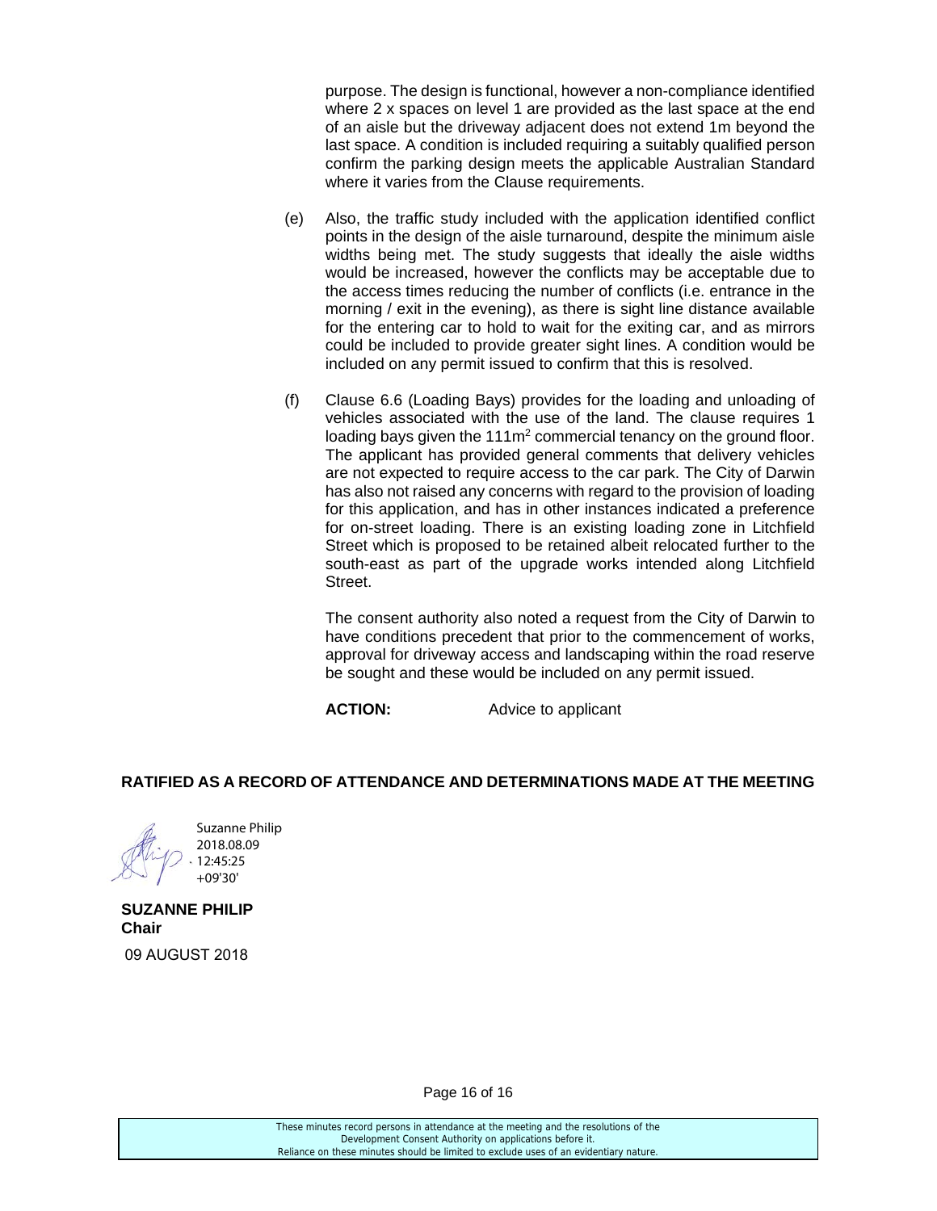purpose. The design is functional, however a non-compliance identified where 2 x spaces on level 1 are provided as the last space at the end of an aisle but the driveway adjacent does not extend 1m beyond the last space. A condition is included requiring a suitably qualified person confirm the parking design meets the applicable Australian Standard where it varies from the Clause requirements.

(e) Also, the traffic study included with the application identified conflict points in the design of the aisle turnaround, despite the minimum aisle widths being met. The study suggests that ideally the aisle widths would be increased, however the conflicts may be acceptable due to the access times reducing the number of conflicts (i.e. entrance in the morning / exit in the evening), as there is sight line distance available for the entering car to hold to wait for the exiting car, and as mirrors could be included to provide greater sight lines. A condition would be included on any permit issued to confirm that this is resolved.

(f) Clause 6.6 (Loading Bays) provides for the loading and unloading of vehicles associated with the use of the land. The clause requires 1 loading bays given the 111m$^2$ commercial tenancy on the ground floor. The applicant has provided general comments that delivery vehicles are not expected to require access to the car park. The City of Darwin has also not raised any concerns with regard to the provision of loading for this application, and has in other instances indicated a preference for on-street loading. There is an existing loading zone in Litchfield Street which is proposed to be retained albeit relocated further to the south-east as part of the upgrade works intended along Litchfield Street.

The consent authority also noted a request from the City of Darwin to have conditions precedent that prior to the commencement of works, approval for driveway access and landscaping within the road reserve be sought and these would be included on any permit issued.

**ACTION:** Advice to applicant

**RATIFIED AS A RECORD OF ATTENDANCE AND DETERMINATIONS MADE AT THE MEETING**

Suzanne Philip
2018.08.09
12:45:25
+09'30'

**SUZANNE PHILIP**
**Chair**

09 AUGUST 2018

These minutes record persons in attendance at the meeting and the resolutions of the Development Consent Authority on applications before it.
Reliance on these minutes should be limited to exclude uses of an evidentiary nature.